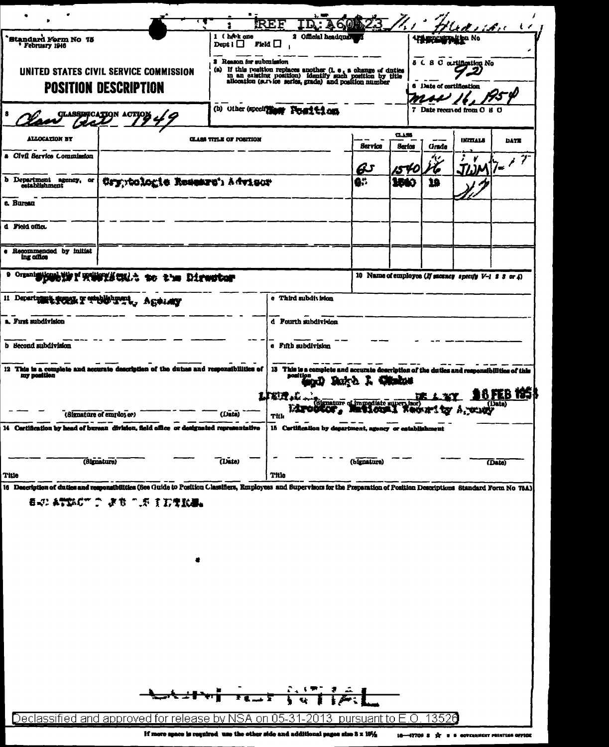REF ID:A60823

Standard Form No 75
February 1946

# UNITED STATES CIVIL SERVICE COMMISSION
## POSITION DESCRIPTION

1 Check one: Dept ☐ Field ☐

2 Official headquarters

3 Reason for submission
(a) If this position replaces another (i.e., a change of duties in an existing position) identify such position by title allocation (service series, grade) and position number
(b) Other (specify) New Position

4 Agency position No

5 C S C certification No 92

6 Date of certification: Mar 16, 1954

7 Date received from C S C

8 CLASSIFICATION ACTION: Class Act 1949

| ALLOCATION BY | CLASS TITLE OF POSITION | Service | Series | Grade | INITIALS | DATE |
|---|---|---|---|---|---|---|
| a Civil Service Commission | | GS | 1540 | 16 | JWM | 7-17 |
| b Department agency, or establishment | Cryptologic Research Advisor | GS | 1540 | 18 | | |
| c Bureau | | | | | | |
| d Field office | | | | | | |
| e Recommended by initiating office | | | | | | |

9 Organizational title of position (if any): Special Assistant to the Director

10 Name of employee (If vacancy specify V-1 2 3 or 4)

11 Department, agency, or establishment: National Security Agency

a. First subdivision

b Second subdivision

c Third subdivision

d Fourth subdivision

e Fifth subdivision

12 This is a complete and accurate description of the duties and responsibilities of my position

(Signature of employee) (Date)

13 This is a complete and accurate description of the duties and responsibilities of this position
(sgd) Ralph J. Canine
LIEUT.GEN., US ARMY 18 FEB 1954
(Signature of immediate supervisor) (Date)
Title: Director, National Security Agency

14 Certification by head of bureau division, field office or designated representative

(Signature) (Date)
Title

15 Certification by department, agency or establishment

(Signature) (Date)
Title

16 Description of duties and responsibilities (See Guide to Position Classifiers, Employees and Supervisors for the Preparation of Position Descriptions Standard Form No 75A)

SEE ATTACHED SHEETS.

If more space is required use the other side and additional pages size 8 x 10½

Declassified and approved for release by NSA on 05-31-2013 pursuant to E.O. 13526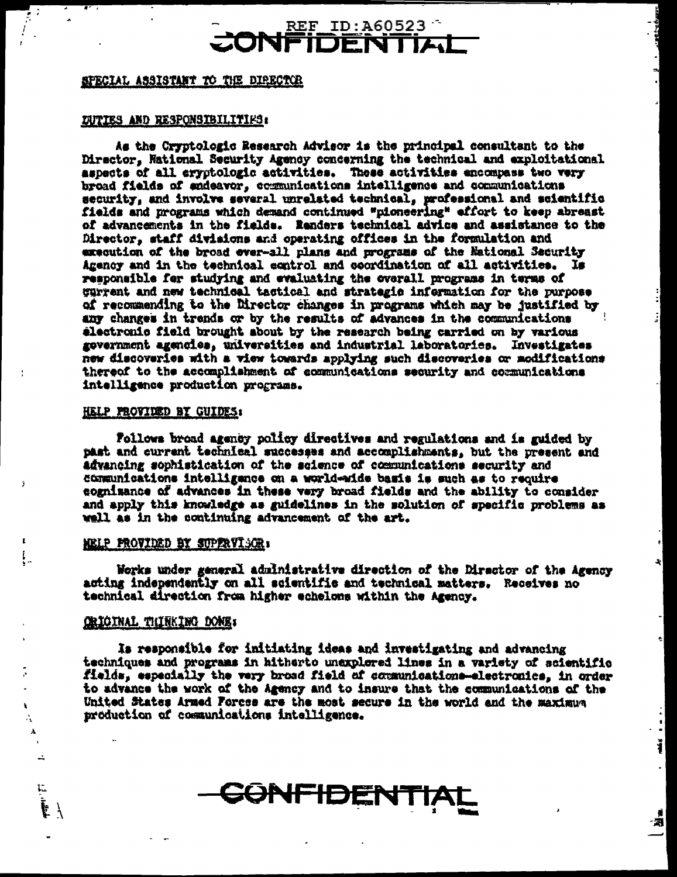SPECIAL ASSISTANT TO THE DIRECTOR

DUTIES AND RESPONSIBILITIES:

As the Cryptologic Research Advisor is the principal consultant to the Director, National Security Agency concerning the technical and exploitational aspects of all cryptologic activities. These activities encompass two very broad fields of endeavor, communications intelligence and communications security, and involve several unrelated technical, professional and scientific fields and programs which demand continued "pioneering" effort to keep abreast of advancements in the fields. Renders technical advice and assistance to the Director, staff divisions and operating offices in the formulation and execution of the broad ever-all plans and programs of the National Security Agency and in the technical control and coordination of all activities. Is responsible for studying and evaluating the overall programs in terms of current and new technical tactical and strategic information for the purpose of recommending to the Director changes in programs which may be justified by any changes in trends or by the results of advances in the communications electronic field brought about by the research being carried on by various government agencies, universities and industrial laboratories. Investigates new discoveries with a view towards applying such discoveries or modifications thereof to the accomplishment of communications security and communications intelligence production programs.

HELP PROVIDED BY GUIDES:

Follows broad agency policy directives and regulations and is guided by past and current technical successes and accomplishments, but the present and advancing sophistication of the science of communications security and communications intelligence on a world-wide basis is such as to require cognizance of advances in these very broad fields and the ability to consider and apply this knowledge as guidelines in the solution of specific problems as well as in the continuing advancement of the art.

HELP PROVIDED BY SUPERVISOR:

Works under general administrative direction of the Director of the Agency acting independently on all scientific and technical matters. Receives no technical direction from higher echelons within the Agency.

ORIGINAL THINKING DONE:

Is responsible for initiating ideas and investigating and advancing techniques and programs in hitherto unexplored lines in a variety of scientific fields, especially the very broad field of communications-electronics, in order to advance the work of the Agency and to insure that the communications of the United States Armed Forces are the most secure in the world and the maximum production of communications intelligence.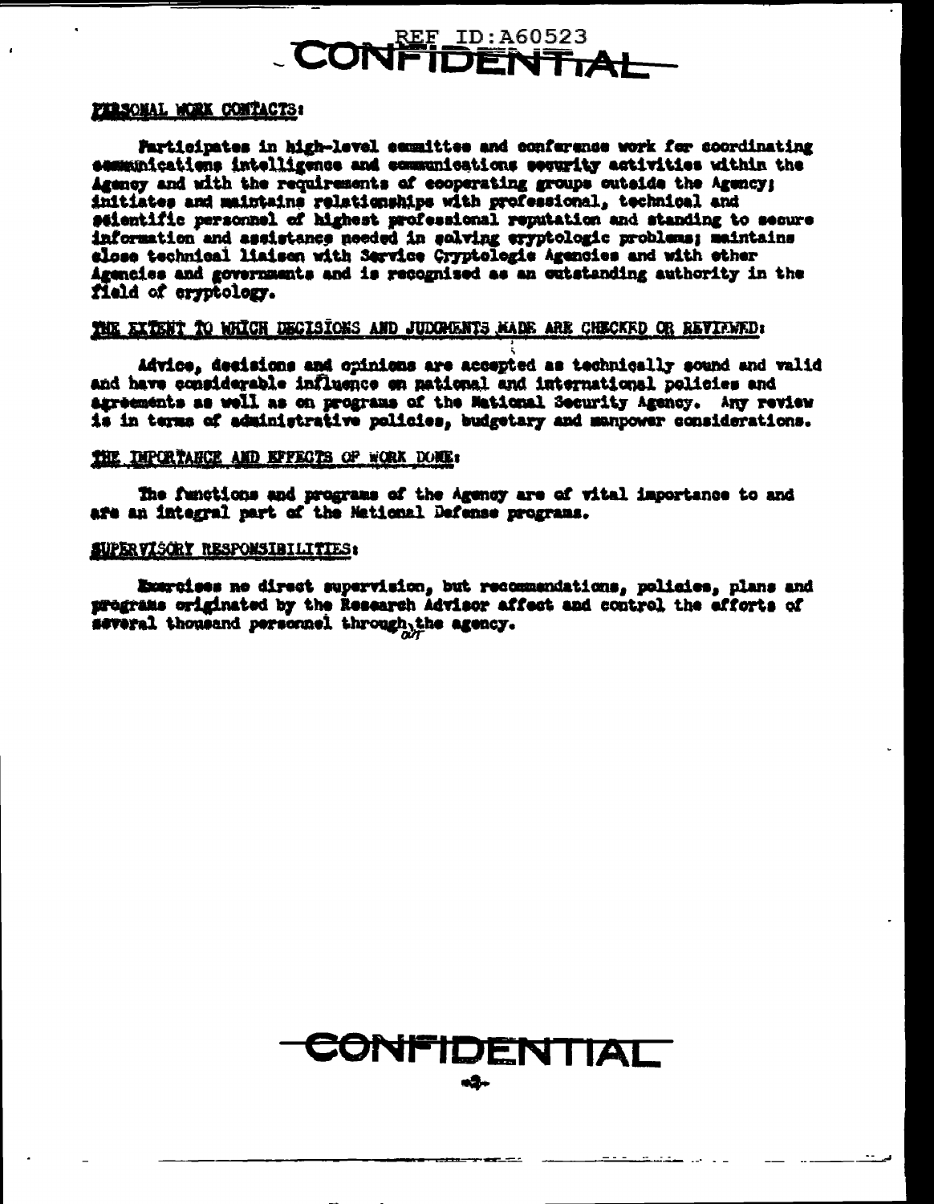PERSONAL WORK CONTACTS:

Participates in high-level committee and conference work for coordinating communications intelligence and communications security activities within the Agency and with the requirements of cooperating groups outside the Agency; initiates and maintains relationships with professional, technical and scientific personnel of highest professional reputation and standing to secure information and assistance needed in solving cryptologic problems; maintains close technical liaison with Service Cryptologic Agencies and with other Agencies and governments and is recognized as an outstanding authority in the field of cryptology.

THE EXTENT TO WHICH DECISIONS AND JUDGMENTS MADE ARE CHECKED OR REVIEWED:

Advice, decisions and opinions are accepted as technically sound and valid and have considerable influence on national and international policies and agreements as well as on programs of the National Security Agency. Any review is in terms of administrative policies, budgetary and manpower considerations.

THE IMPORTANCE AND EFFECTS OF WORK DONE:

The functions and programs of the Agency are of vital importance to and are an integral part of the National Defense programs.

SUPERVISORY RESPONSIBILITIES:

Exercises no direct supervision, but recommendations, policies, plans and programs originated by the Research Advisor affect and control the efforts of several thousand personnel through out the agency.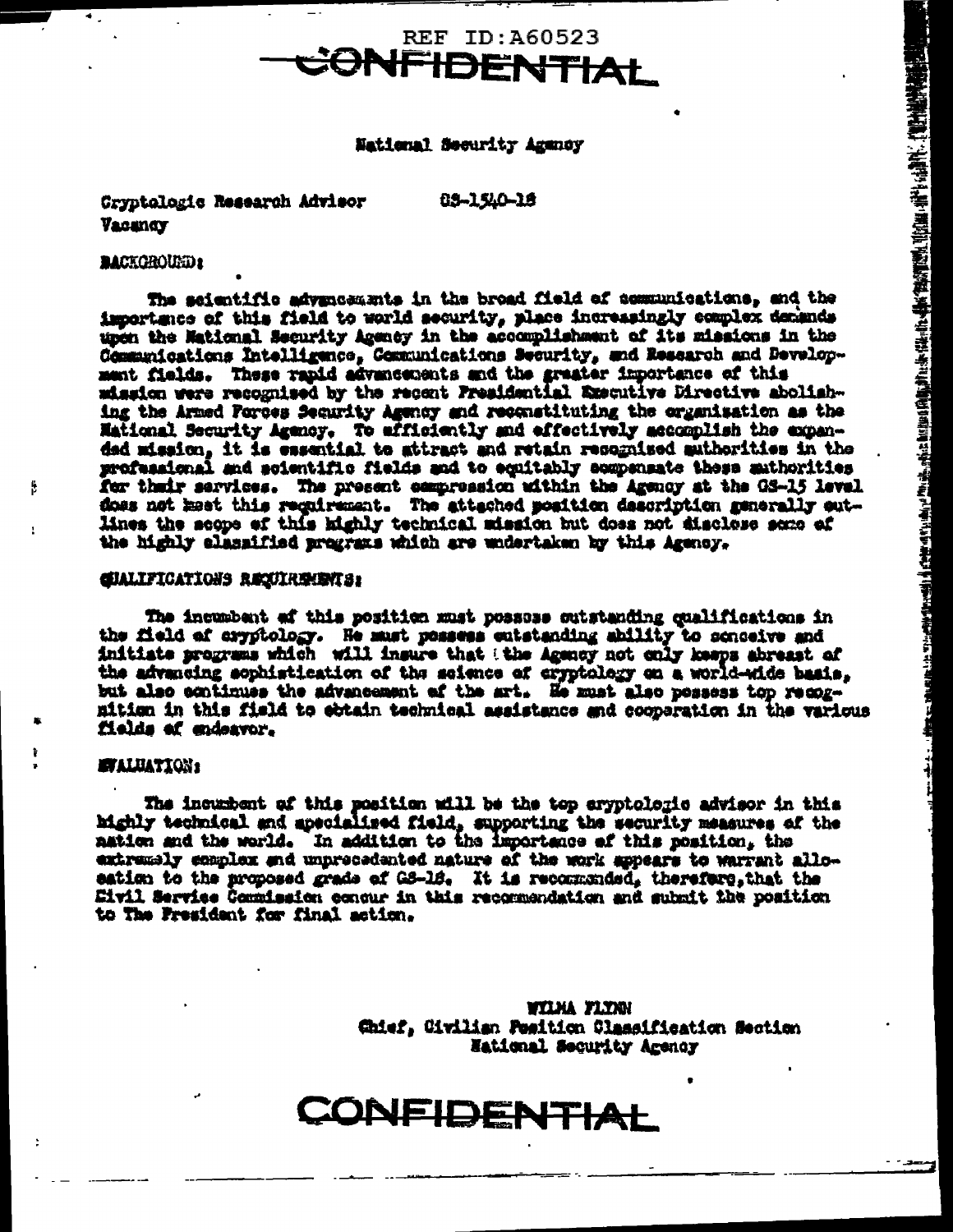REF ID:A60523

CONFIDENTIAL

National Security Agency

Cryptologic Research Advisor GS-1540-18
Vacancy

**BACKGROUND:**

The scientific advancements in the broad field of communications, and the importance of this field to world security, place increasingly complex demands upon the National Security Agency in the accomplishment of its missions in the Communications Intelligence, Communications Security, and Research and Development fields. These rapid advancements and the greater importance of this mission were recognized by the recent Presidential Executive Directive abolishing the Armed Forces Security Agency and reconstituting the organization as the National Security Agency. To efficiently and effectively accomplish the expanded mission, it is essential to attract and retain recognized authorities in the professional and scientific fields and to equitably compensate these authorities for their services. The present compression within the Agency at the GS-15 level does not meet this requirement. The attached position description generally outlines the scope of this highly technical mission but does not disclose some of the highly classified programs which are undertaken by this Agency.

**QUALIFICATIONS REQUIREMENTS:**

The incumbent of this position must possess outstanding qualifications in the field of cryptology. He must possess outstanding ability to conceive and initiate programs which will insure that the Agency not only keeps abreast of the advancing sophistication of the science of cryptology on a world-wide basis, but also continues the advancement of the art. He must also possess top recognition in this field to obtain technical assistance and cooperation in the various fields of endeavor.

**EVALUATION:**

The incumbent of this position will be the top cryptologic advisor in this highly technical and specialized field, supporting the security measures of the nation and the world. In addition to the importance of this position, the extremely complex and unprecedented nature of the work appears to warrant allocation to the proposed grade of GS-18. It is recommended, therefore, that the Civil Service Commission concur in this recommendation and submit the position to The President for final action.

WILMA FLYNN
Chief, Civilian Position Classification Section
National Security Agency

CONFIDENTIAL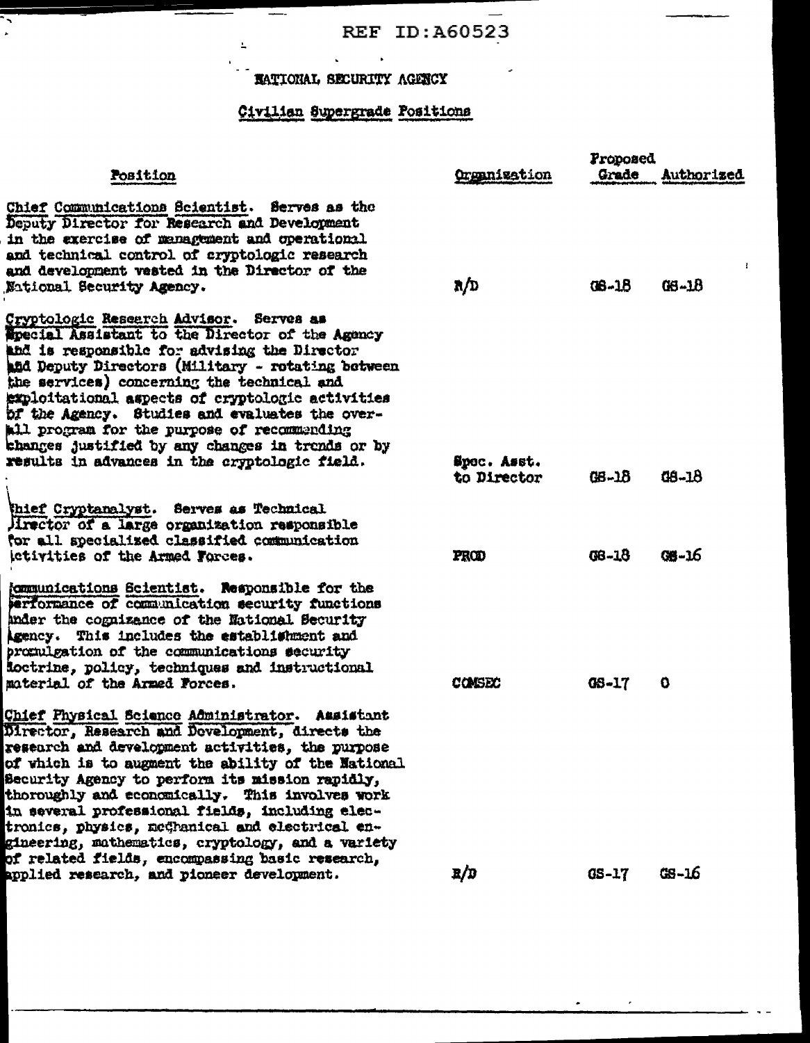REF ID:A60523

# NATIONAL SECURITY AGENCY

## Civilian Supergrade Positions

| Position | Organization | Proposed Grade | Authorized |
|---|---|---|---|
| Chief Communications Scientist. Serves as the Deputy Director for Research and Development in the exercise of management and operational and technical control of cryptologic research and development vested in the Director of the National Security Agency. | R/D | GS-18 | GS-18 |
| Cryptologic Research Advisor. Serves as Special Assistant to the Director of the Agency and is responsible for advising the Director and Deputy Directors (Military - rotating between the services) concerning the technical and exploitational aspects of cryptologic activities of the Agency. Studies and evaluates the overall program for the purpose of recommending changes justified by any changes in trends or by results in advances in the cryptologic field. | Spec. Asst. to Director | GS-18 | GS-18 |
| Chief Cryptanalyst. Serves as Technical Director of a large organization responsible for all specialized classified communication activities of the Armed Forces. | PROD | GS-18 | GS-16 |
| Communications Scientist. Responsible for the performance of communication security functions under the cognizance of the National Security Agency. This includes the establishment and promulgation of the communications security doctrine, policy, techniques and instructional material of the Armed Forces. | COMSEC | GS-17 | 0 |
| Chief Physical Science Administrator. Assistant Director, Research and Development, directs the research and development activities, the purpose of which is to augment the ability of the National Security Agency to perform its mission rapidly, thoroughly and economically. This involves work in several professional fields, including electronics, physics, mechanical and electrical engineering, mathematics, cryptology, and a variety of related fields, encompassing basic research, applied research, and pioneer development. | R/D | GS-17 | GS-16 |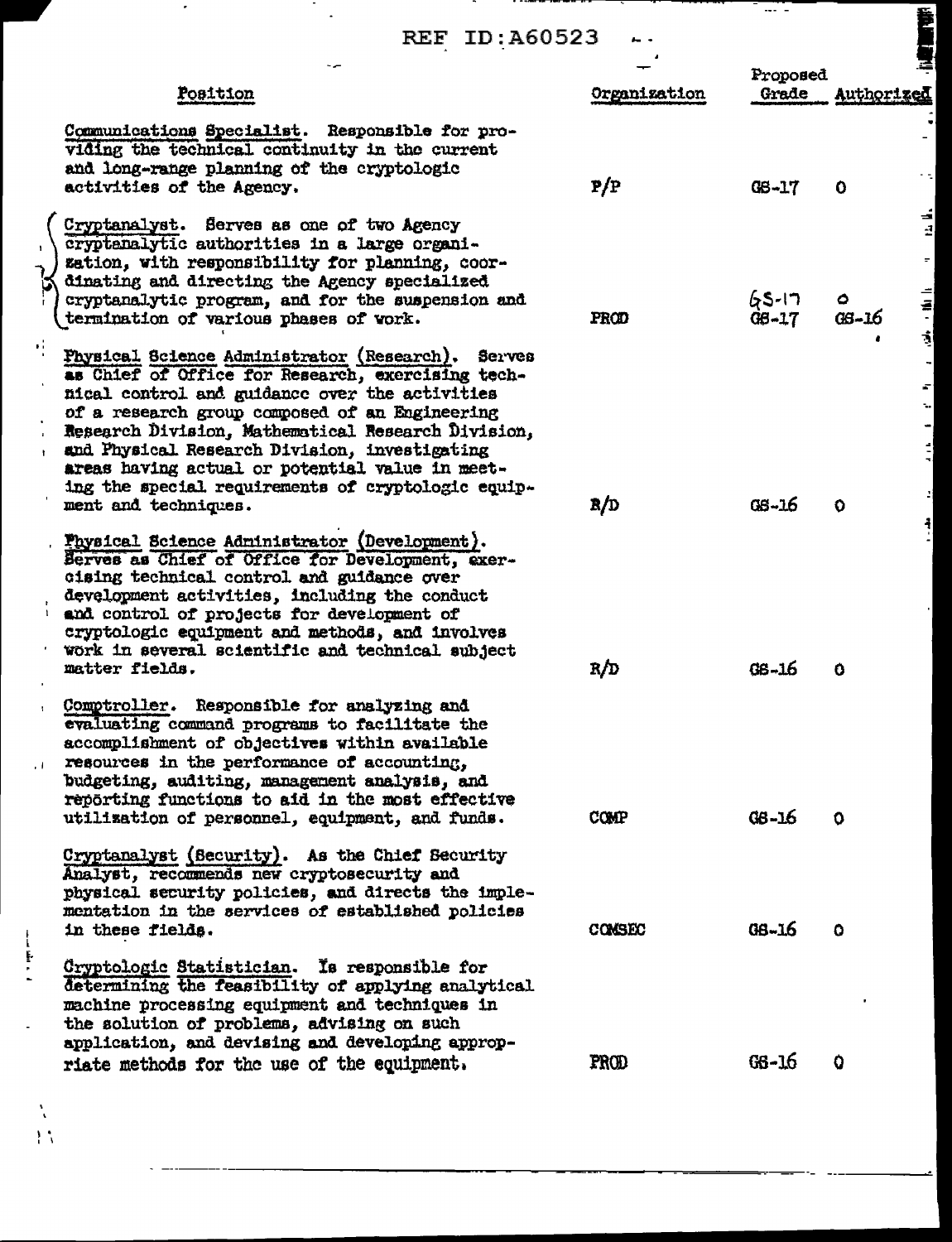REF ID:A60523

| Position | Organization | Proposed Grade | Authorized |
|---|---|---|---|
| Communications Specialist. Responsible for providing the technical continuity in the current and long-range planning of the cryptologic activities of the Agency. | P/P | GS-17 | 0 |
| Cryptanalyst. Serves as one of two Agency cryptanalytic authorities in a large organization, with responsibility for planning, coordinating and directing the Agency specialized cryptanalytic program, and for the suspension and termination of various phases of work. | PROD | GS-17 GS-17 | 0 GS-16 |
| Physical Science Administrator (Research). Serves as Chief of Office for Research, exercising technical control and guidance over the activities of a research group composed of an Engineering Research Division, Mathematical Research Division, and Physical Research Division, investigating areas having actual or potential value in meeting the special requirements of cryptologic equipment and techniques. | R/D | GS-16 | 0 |
| Physical Science Administrator (Development). Serves as Chief of Office for Development, exercising technical control and guidance over development activities, including the conduct and control of projects for development of cryptologic equipment and methods, and involves work in several scientific and technical subject matter fields. | R/D | GS-16 | 0 |
| Comptroller. Responsible for analyzing and evaluating command programs to facilitate the accomplishment of objectives within available resources in the performance of accounting, budgeting, auditing, management analysis, and reporting functions to aid in the most effective utilization of personnel, equipment, and funds. | COMP | GS-16 | 0 |
| Cryptanalyst (Security). As the Chief Security Analyst, recommends new cryptosecurity and physical security policies, and directs the implementation in the services of established policies in these fields. | COMSEC | GS-16 | 0 |
| Cryptologic Statistician. Is responsible for determining the feasibility of applying analytical machine processing equipment and techniques in the solution of problems, advising on such application, and devising and developing appropriate methods for the use of the equipment. | PROD | GS-16 | 0 |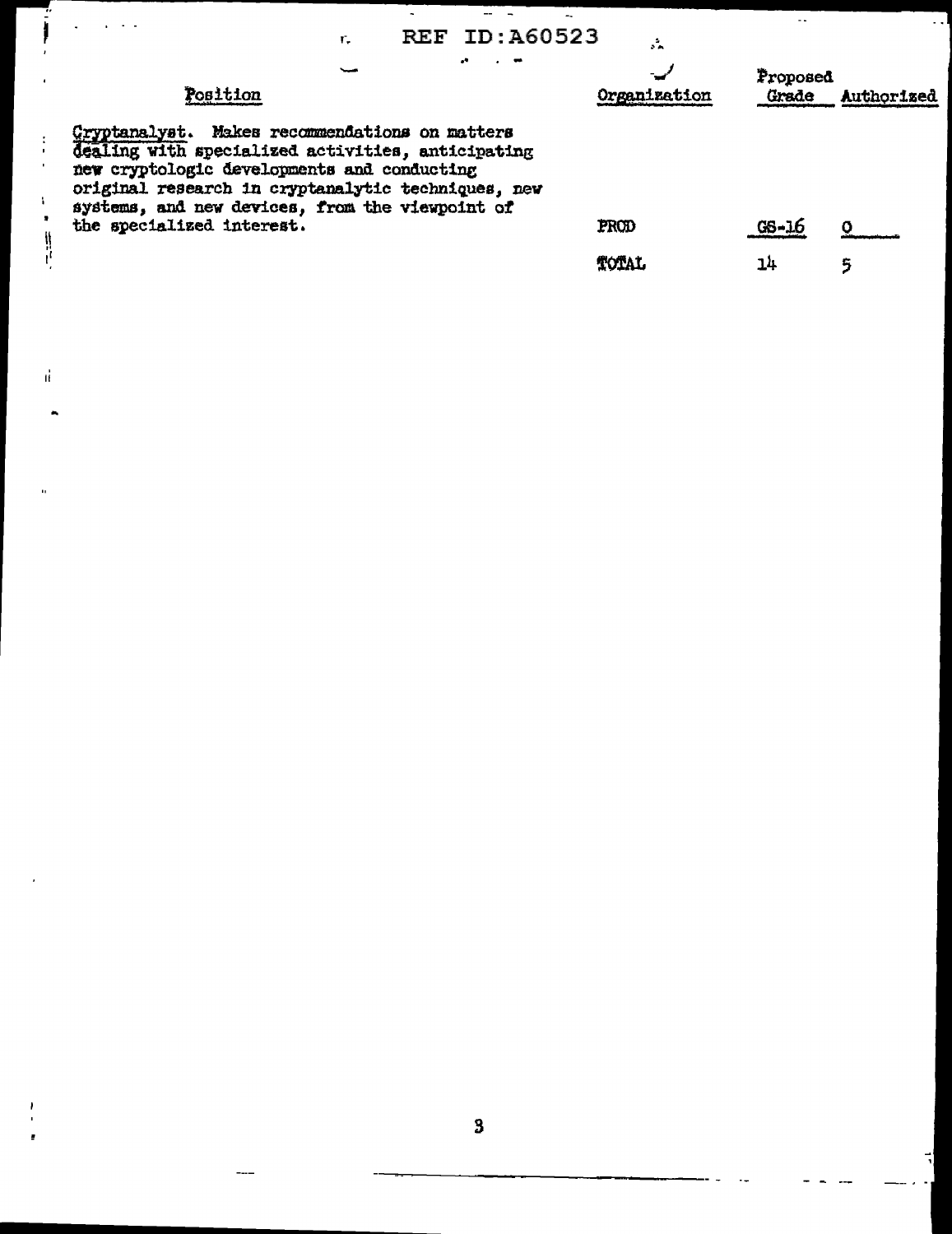| Position | Organization | Proposed Grade | Authorized |
|---|---|---|---|
| Cryptanalyst. Makes recommendations on matters dealing with specialized activities, anticipating new cryptologic developments and conducting original research in cryptanalytic techniques, new systems, and new devices, from the viewpoint of the specialized interest. | PROD | GS-16 | 0 |
| | TOTAL | 14 | 5 |